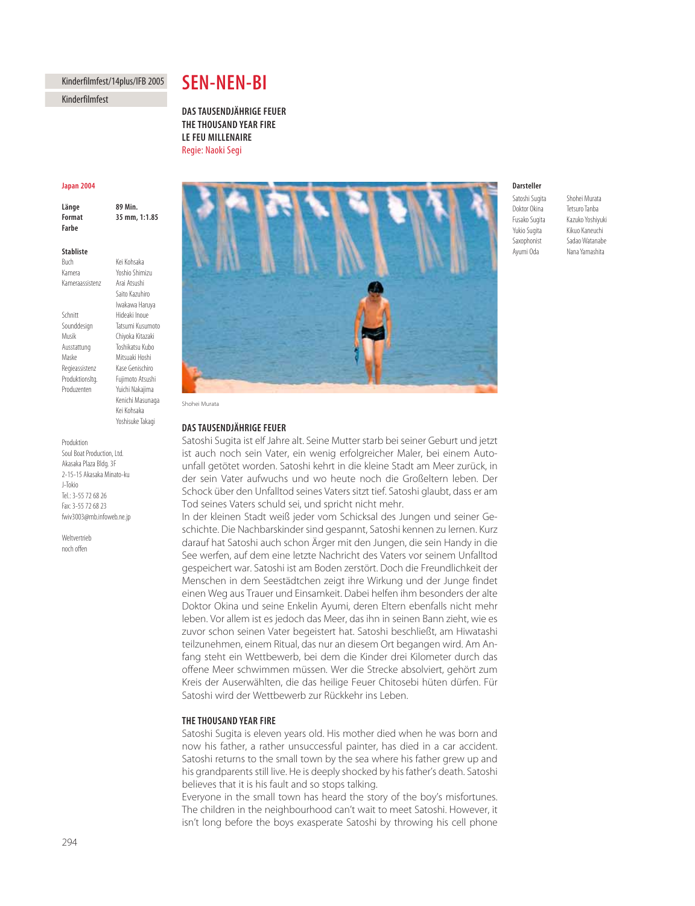Kinderfilmfest/14plus/IFB 2005

Kinderfilmfest

# SEN-NEN-BI

**DAS TAUSENDJÄHRIGE FEUER**
**THE THOUSAND YEAR FIRE**
**LE FEU MILLENAIRE**
Regie: Naoki Segi

**Japan 2004**

| | |
|---|---|
| **Länge** | **89 Min.** |
| **Format** | **35 mm, 1:1.85** |
| **Farbe** | |

**Stabliste**

| | |
|---|---|
| Buch | Kei Kohsaka |
| Kamera | Yoshio Shimizu |
| Kameraassistenz | Arai Atsushi |
| | Saito Kazuhiro |
| | Iwakawa Haruya |
| Schnitt | Hideaki Inoue |
| Sounddesign | Tatsumi Kusumoto |
| Musik | Chiyoka Kitazaki |
| Ausstattung | Toshikatsu Kubo |
| Maske | Mitsuaki Hoshi |
| Regieassistenz | Kase Genischiro |
| Produktionsltg. | Fujimoto Atsushi |
| Produzenten | Yuichi Nakajima |
| | Kenichi Masunaga |
| | Kei Kohsaka |
| | Yoshisuke Takagi |

Produktion
Soul Boat Production, Ltd.
Akasaka Plaza Bldg. 3F
2-15-15 Akasaka Minato-ku
J-Tokio
Tel.: 3-55 72 68 26
Fax: 3-55 72 68 23
fwiv3003@mb.infoweb.ne.jp

Weltvertrieb
noch offen

**Darsteller**

| | |
|---|---|
| Satoshi Sugita | Shohei Murata |
| Doktor Okina | Tetsuro Tanba |
| Fusako Sugita | Kazuko Yoshiyuki |
| Yukio Sugita | Kikuo Kaneuchi |
| Saxophonist | Sadao Watanabe |
| Ayumi Oda | Nana Yamashita |

Shohei Murata

## DAS TAUSENDJÄHRIGE FEUER

Satoshi Sugita ist elf Jahre alt. Seine Mutter starb bei seiner Geburt und jetzt ist auch noch sein Vater, ein wenig erfolgreicher Maler, bei einem Autounfall getötet worden. Satoshi kehrt in die kleine Stadt am Meer zurück, in der sein Vater aufwuchs und wo heute noch die Großeltern leben. Der Schock über den Unfalltod seines Vaters sitzt tief. Satoshi glaubt, dass er am Tod seines Vaters schuld sei, und spricht nicht mehr.

In der kleinen Stadt weiß jeder vom Schicksal des Jungen und seiner Geschichte. Die Nachbarskinder sind gespannt, Satoshi kennen zu lernen. Kurz darauf hat Satoshi auch schon Ärger mit den Jungen, die sein Handy in die See werfen, auf dem eine letzte Nachricht des Vaters vor seinem Unfalltod gespeichert war. Satoshi ist am Boden zerstört. Doch die Freundlichkeit der Menschen in dem Seestädtchen zeigt ihre Wirkung und der Junge findet einen Weg aus Trauer und Einsamkeit. Dabei helfen ihm besonders der alte Doktor Okina und seine Enkelin Ayumi, deren Eltern ebenfalls nicht mehr leben. Vor allem ist es jedoch das Meer, das ihn in seinen Bann zieht, wie es zuvor schon seinen Vater begeistert hat. Satoshi beschließt, am Hiwatashi teilzunehmen, einem Ritual, das nur an diesem Ort begangen wird. Am Anfang steht ein Wettbewerb, bei dem die Kinder drei Kilometer durch das offene Meer schwimmen müssen. Wer die Strecke absolviert, gehört zum Kreis der Auserwählten, die das heilige Feuer Chitosebi hüten dürfen. Für Satoshi wird der Wettbewerb zur Rückkehr ins Leben.

## THE THOUSAND YEAR FIRE

Satoshi Sugita is eleven years old. His mother died when he was born and now his father, a rather unsuccessful painter, has died in a car accident. Satoshi returns to the small town by the sea where his father grew up and his grandparents still live. He is deeply shocked by his father's death. Satoshi believes that it is his fault and so stops talking.

Everyone in the small town has heard the story of the boy's misfortunes. The children in the neighbourhood can't wait to meet Satoshi. However, it isn't long before the boys exasperate Satoshi by throwing his cell phone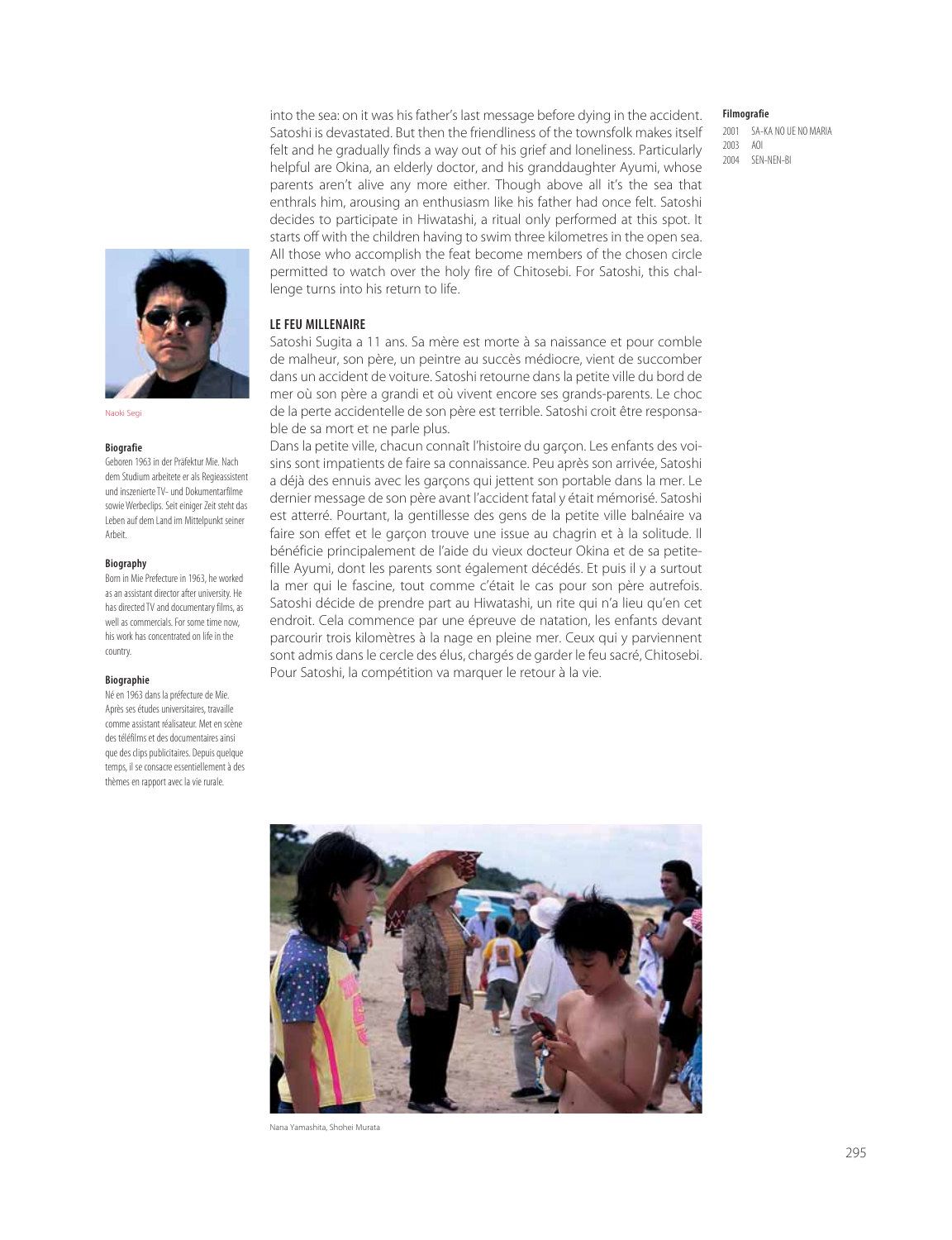into the sea: on it was his father's last message before dying in the accident. Satoshi is devastated. But then the friendliness of the townsfolk makes itself felt and he gradually finds a way out of his grief and loneliness. Particularly helpful are Okina, an elderly doctor, and his granddaughter Ayumi, whose parents aren't alive any more either. Though above all it's the sea that enthrals him, arousing an enthusiasm like his father had once felt. Satoshi decides to participate in Hiwatashi, a ritual only performed at this spot. It starts off with the children having to swim three kilometres in the open sea. All those who accomplish the feat become members of the chosen circle permitted to watch over the holy fire of Chitosebi. For Satoshi, this challenge turns into his return to life.

### LE FEU MILLENAIRE

Satoshi Sugita a 11 ans. Sa mère est morte à sa naissance et pour comble de malheur, son père, un peintre au succès médiocre, vient de succomber dans un accident de voiture. Satoshi retourne dans la petite ville du bord de mer où son père a grandi et où vivent encore ses grands-parents. Le choc de la perte accidentelle de son père est terrible. Satoshi croit être responsable de sa mort et ne parle plus.

Dans la petite ville, chacun connaît l'histoire du garçon. Les enfants des voisins sont impatients de faire sa connaissance. Peu après son arrivée, Satoshi a déjà des ennuis avec les garçons qui jettent son portable dans la mer. Le dernier message de son père avant l'accident fatal y était mémorisé. Satoshi est atterré. Pourtant, la gentillesse des gens de la petite ville balnéaire va faire son effet et le garçon trouve une issue au chagrin et à la solitude. Il bénéficie principalement de l'aide du vieux docteur Okina et de sa petite-fille Ayumi, dont les parents sont également décédés. Et puis il y a surtout la mer qui le fascine, tout comme c'était le cas pour son père autrefois. Satoshi décide de prendre part au Hiwatashi, un rite qui n'a lieu qu'en cet endroit. Cela commence par une épreuve de natation, les enfants devant parcourir trois kilomètres à la nage en pleine mer. Ceux qui y parviennent sont admis dans le cercle des élus, chargés de garder le feu sacré, Chitosebi. Pour Satoshi, la compétition va marquer le retour à la vie.

Naoki Segi

**Biografie**

Geboren 1963 in der Präfektur Mie. Nach dem Studium arbeitete er als Regieassistent und inszenierte TV- und Dokumentarfilme sowie Werbeclips. Seit einiger Zeit steht das Leben auf dem Land im Mittelpunkt seiner Arbeit.

**Biography**

Born in Mie Prefecture in 1963, he worked as an assistant director after university. He has directed TV and documentary films, as well as commercials. For some time now, his work has concentrated on life in the country.

**Biographie**

Né en 1963 dans la préfecture de Mie. Après ses études universitaires, travaille comme assistant réalisateur. Met en scène des téléfilms et des documentaires ainsi que des clips publicitaires. Depuis quelque temps, il se consacre essentiellement à des thèmes en rapport avec la vie rurale.

**Filmografie**

2001 SA-KA NO UE NO MARIA
2003 AOI
2004 SEN-NEN-BI

Nana Yamashita, Shohei Murata